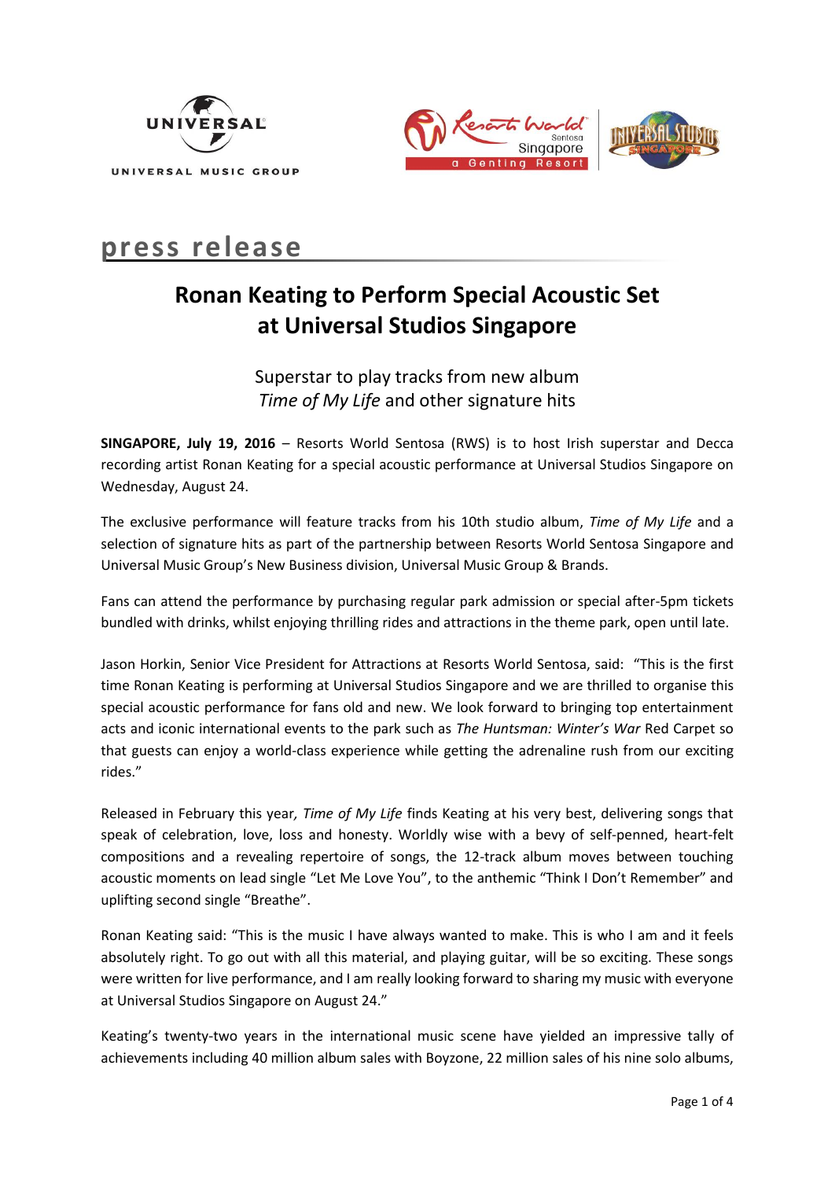# press release

## Ronan Keating to Perform Special Acoustic Set at Universal Studios Singapore

### Superstar to play tracks from new album *Time of My Life* and other signature hits

**SINGAPORE, July 19, 2016** – Resorts World Sentosa (RWS) is to host Irish superstar and Decca recording artist Ronan Keating for a special acoustic performance at Universal Studios Singapore on Wednesday, August 24.

The exclusive performance will feature tracks from his 10th studio album, *Time of My Life* and a selection of signature hits as part of the partnership between Resorts World Sentosa Singapore and Universal Music Group's New Business division, Universal Music Group & Brands.

Fans can attend the performance by purchasing regular park admission or special after-5pm tickets bundled with drinks, whilst enjoying thrilling rides and attractions in the theme park, open until late.

Jason Horkin, Senior Vice President for Attractions at Resorts World Sentosa, said: "This is the first time Ronan Keating is performing at Universal Studios Singapore and we are thrilled to organise this special acoustic performance for fans old and new. We look forward to bringing top entertainment acts and iconic international events to the park such as *The Huntsman: Winter's War* Red Carpet so that guests can enjoy a world-class experience while getting the adrenaline rush from our exciting rides."

Released in February this year*,* *Time of My Life* finds Keating at his very best, delivering songs that speak of celebration, love, loss and honesty. Worldly wise with a bevy of self-penned, heart-felt compositions and a revealing repertoire of songs, the 12-track album moves between touching acoustic moments on lead single "Let Me Love You", to the anthemic "Think I Don't Remember" and uplifting second single "Breathe".

Ronan Keating said: "This is the music I have always wanted to make. This is who I am and it feels absolutely right. To go out with all this material, and playing guitar, will be so exciting. These songs were written for live performance, and I am really looking forward to sharing my music with everyone at Universal Studios Singapore on August 24."

Keating's twenty-two years in the international music scene have yielded an impressive tally of achievements including 40 million album sales with Boyzone, 22 million sales of his nine solo albums,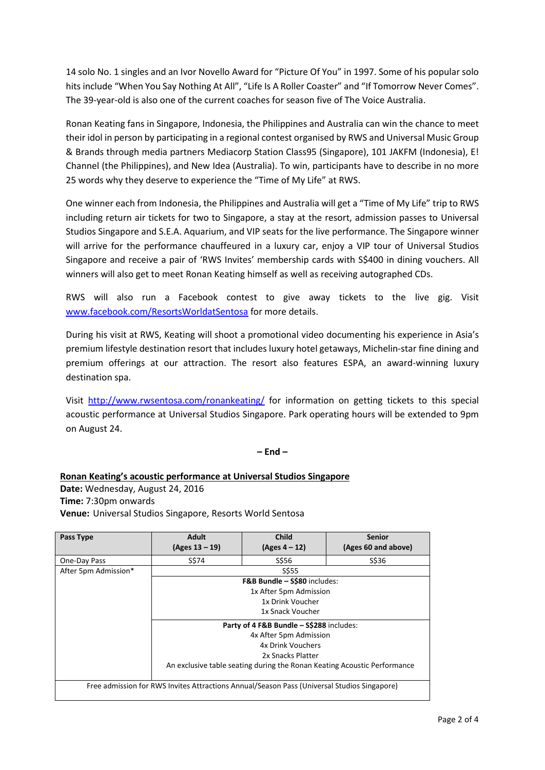14 solo No. 1 singles and an Ivor Novello Award for "Picture Of You" in 1997. Some of his popular solo hits include "When You Say Nothing At All", "Life Is A Roller Coaster" and "If Tomorrow Never Comes". The 39-year-old is also one of the current coaches for season five of The Voice Australia.

Ronan Keating fans in Singapore, Indonesia, the Philippines and Australia can win the chance to meet their idol in person by participating in a regional contest organised by RWS and Universal Music Group & Brands through media partners Mediacorp Station Class95 (Singapore), 101 JAKFM (Indonesia), E! Channel (the Philippines), and New Idea (Australia). To win, participants have to describe in no more 25 words why they deserve to experience the "Time of My Life" at RWS.

One winner each from Indonesia, the Philippines and Australia will get a "Time of My Life" trip to RWS including return air tickets for two to Singapore, a stay at the resort, admission passes to Universal Studios Singapore and S.E.A. Aquarium, and VIP seats for the live performance. The Singapore winner will arrive for the performance chauffeured in a luxury car, enjoy a VIP tour of Universal Studios Singapore and receive a pair of 'RWS Invites' membership cards with S$400 in dining vouchers. All winners will also get to meet Ronan Keating himself as well as receiving autographed CDs.

RWS will also run a Facebook contest to give away tickets to the live gig. Visit [www.facebook.com/ResortsWorldatSentosa](www.facebook.com/ResortsWorldatSentosa) for more details.

During his visit at RWS, Keating will shoot a promotional video documenting his experience in Asia's premium lifestyle destination resort that includes luxury hotel getaways, Michelin-star fine dining and premium offerings at our attraction. The resort also features ESPA, an award-winning luxury destination spa.

Visit [http://www.rwsentosa.com/ronankeating/](http://www.rwsentosa.com/ronankeating/) for information on getting tickets to this special acoustic performance at Universal Studios Singapore. Park operating hours will be extended to 9pm on August 24.

**– End –**

**Ronan Keating's acoustic performance at Universal Studios Singapore**

**Date:** Wednesday, August 24, 2016
**Time:** 7:30pm onwards
**Venue:** Universal Studios Singapore, Resorts World Sentosa

| Pass Type | Adult (Ages 13 – 19) | Child (Ages 4 – 12) | Senior (Ages 60 and above) |
|---|---|---|---|
| One-Day Pass | S$74 | S$56 | S$36 |
| After 5pm Admission* | S$55 | | |
| | **F&B Bundle – S$80** includes: 1x After 5pm Admission, 1x Drink Voucher, 1x Snack Voucher | | |
| | **Party of 4 F&B Bundle – S$288** includes: 4x After 5pm Admission, 4x Drink Vouchers, 2x Snacks Platter, An exclusive table seating during the Ronan Keating Acoustic Performance | | |
| Free admission for RWS Invites Attractions Annual/Season Pass (Universal Studios Singapore) | | | |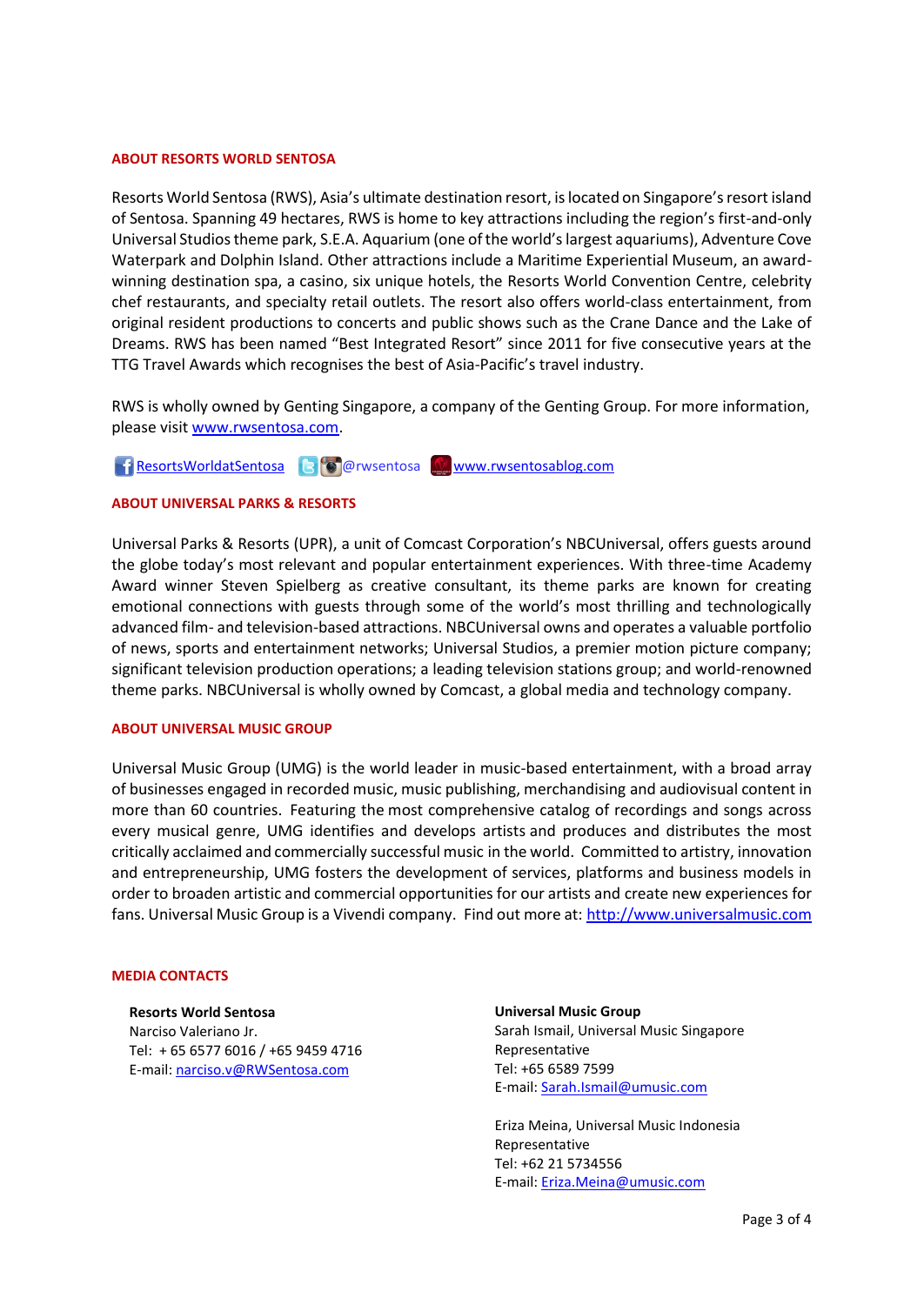### ABOUT RESORTS WORLD SENTOSA

Resorts World Sentosa (RWS), Asia's ultimate destination resort, is located on Singapore's resort island of Sentosa. Spanning 49 hectares, RWS is home to key attractions including the region's first-and-only Universal Studios theme park, S.E.A. Aquarium (one of the world's largest aquariums), Adventure Cove Waterpark and Dolphin Island. Other attractions include a Maritime Experiential Museum, an award-winning destination spa, a casino, six unique hotels, the Resorts World Convention Centre, celebrity chef restaurants, and specialty retail outlets. The resort also offers world-class entertainment, from original resident productions to concerts and public shows such as the Crane Dance and the Lake of Dreams. RWS has been named "Best Integrated Resort" since 2011 for five consecutive years at the TTG Travel Awards which recognises the best of Asia-Pacific's travel industry.

RWS is wholly owned by Genting Singapore, a company of the Genting Group. For more information, please visit www.rwsentosa.com.

ResortsWorldatSentosa @rwsentosa www.rwsentosablog.com

### ABOUT UNIVERSAL PARKS & RESORTS

Universal Parks & Resorts (UPR), a unit of Comcast Corporation's NBCUniversal, offers guests around the globe today's most relevant and popular entertainment experiences. With three-time Academy Award winner Steven Spielberg as creative consultant, its theme parks are known for creating emotional connections with guests through some of the world's most thrilling and technologically advanced film- and television-based attractions. NBCUniversal owns and operates a valuable portfolio of news, sports and entertainment networks; Universal Studios, a premier motion picture company; significant television production operations; a leading television stations group; and world-renowned theme parks. NBCUniversal is wholly owned by Comcast, a global media and technology company.

### ABOUT UNIVERSAL MUSIC GROUP

Universal Music Group (UMG) is the world leader in music-based entertainment, with a broad array of businesses engaged in recorded music, music publishing, merchandising and audiovisual content in more than 60 countries. Featuring the most comprehensive catalog of recordings and songs across every musical genre, UMG identifies and develops artists and produces and distributes the most critically acclaimed and commercially successful music in the world. Committed to artistry, innovation and entrepreneurship, UMG fosters the development of services, platforms and business models in order to broaden artistic and commercial opportunities for our artists and create new experiences for fans. Universal Music Group is a Vivendi company. Find out more at: http://www.universalmusic.com

### MEDIA CONTACTS

**Resorts World Sentosa**
Narciso Valeriano Jr.
Tel: + 65 6577 6016 / +65 9459 4716
E-mail: narciso.v@RWSentosa.com

**Universal Music Group**
Sarah Ismail, Universal Music Singapore Representative
Tel: +65 6589 7599
E-mail: Sarah.Ismail@umusic.com

Eriza Meina, Universal Music Indonesia Representative
Tel: +62 21 5734556
E-mail: Eriza.Meina@umusic.com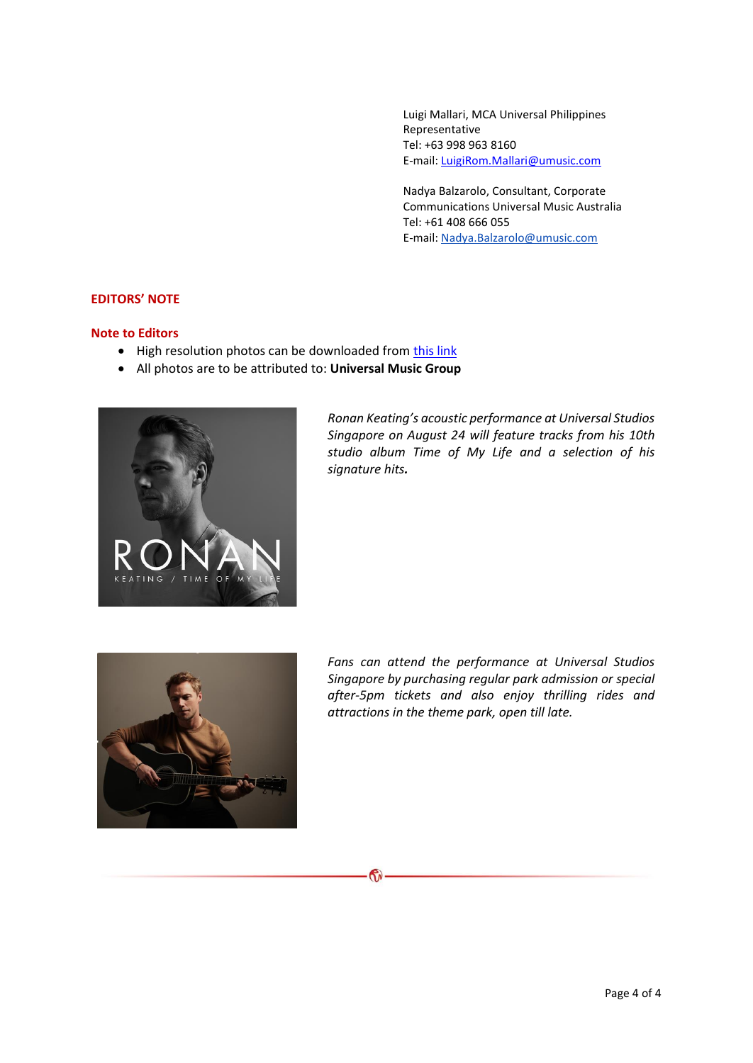Luigi Mallari, MCA Universal Philippines Representative
Tel: +63 998 963 8160
E-mail: LuigiRom.Mallari@umusic.com

Nadya Balzarolo, Consultant, Corporate Communications Universal Music Australia
Tel: +61 408 666 055
E-mail: Nadya.Balzarolo@umusic.com

## EDITORS' NOTE

### Note to Editors

- High resolution photos can be downloaded from this link
- All photos are to be attributed to: **Universal Music Group**

*Ronan Keating's acoustic performance at Universal Studios Singapore on August 24 will feature tracks from his 10th studio album Time of My Life and a selection of his signature hits.*

*Fans can attend the performance at Universal Studios Singapore by purchasing regular park admission or special after-5pm tickets and also enjoy thrilling rides and attractions in the theme park, open till late.*